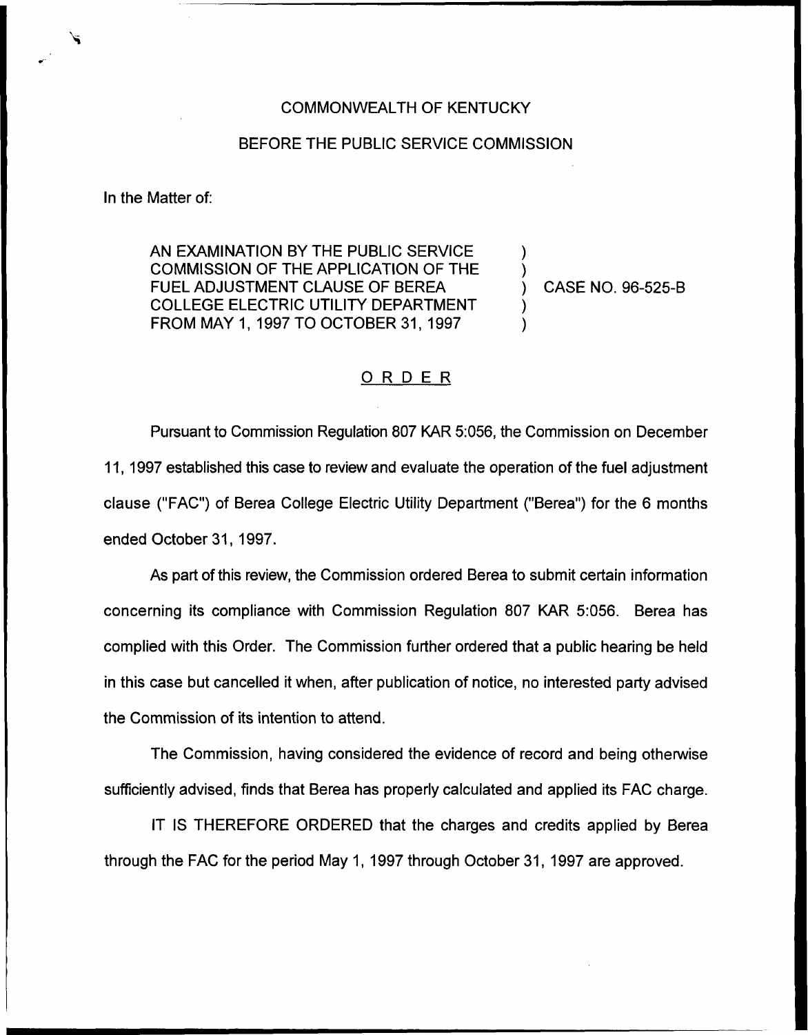COMMONWEALTH OF KENTUCKY

BEFORE THE PUBLIC SERVICE COMMISSION

In the Matter of:

AN EXAMINATION BY THE PUBLIC SERVICE COMMISSION OF THE APPLICATION OF THE FUEL ADJUSTMENT CLAUSE OF BEREA COLLEGE ELECTRIC UTILITY DEPARTMENT FROM MAY 1, 1997 TO OCTOBER 31, 1997 ) ) ) CASE NO. 96-525-B ) )

# ORDER

Pursuant to Commission Regulation 807 KAR 5:056, the Commission on December 11, 1997 established this case to review and evaluate the operation of the fuel adjustment clause ("FAC") of Berea College Electric Utility Department ("Berea") for the 6 months ended October 31, 1997.

As part of this review, the Commission ordered Berea to submit certain information concerning its compliance with Commission Regulation 807 KAR 5:056. Berea has complied with this Order. The Commission further ordered that a public hearing be held in this case but cancelled it when, after publication of notice, no interested party advised the Commission of its intention to attend.

The Commission, having considered the evidence of record and being otherwise sufficiently advised, finds that Berea has properly calculated and applied its FAC charge.

IT IS THEREFORE ORDERED that the charges and credits applied by Berea through the FAC for the period May 1, 1997 through October 31, 1997 are approved.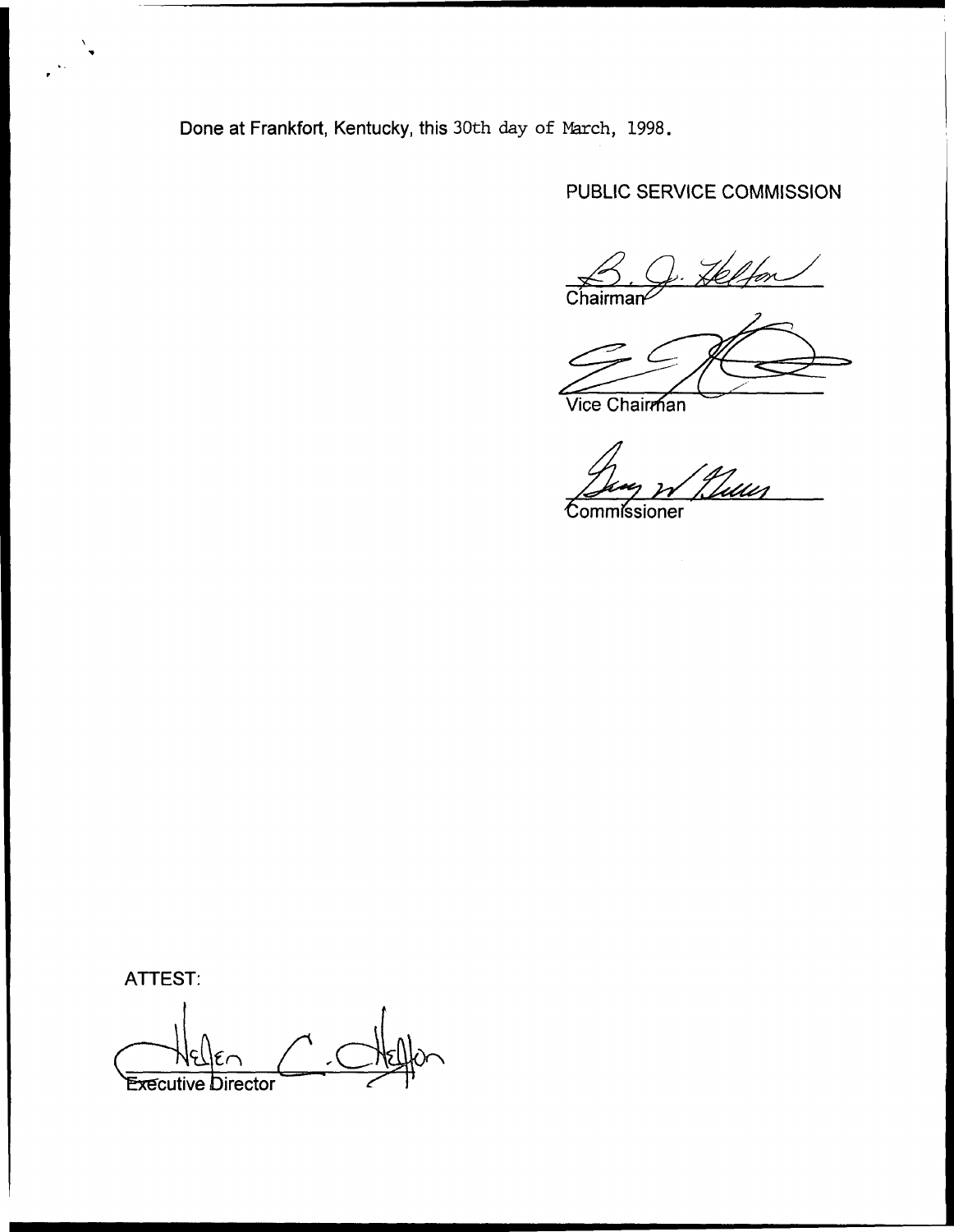Done at Frankfort, Kentucky, this 30th day of March, 1998.

PUBLIC SERVICE COMMISSION

Chairman

Vice Chairman

Commissioner

ATTEST:

Executive Director